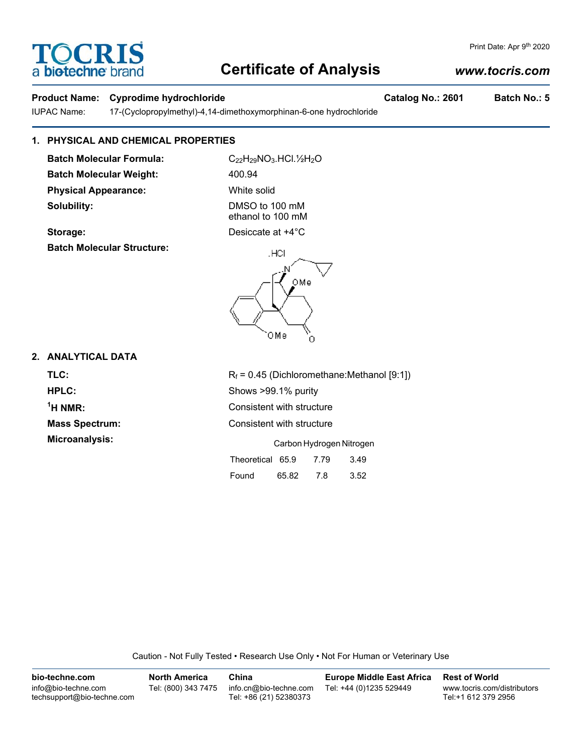TOCRIS
a biotechne brand

Print Date: Apr 9th 2020

# Certificate of Analysis

*www.tocris.com*

**Product Name: Cyprodime hydrochloride** **Catalog No.: 2601** **Batch No.: 5**

IUPAC Name: 17-(Cyclopropylmethyl)-4,14-dimethoxymorphinan-6-one hydrochloride

## 1. PHYSICAL AND CHEMICAL PROPERTIES

**Batch Molecular Formula:** $C_{22}H_{29}NO_3$.HCl.½$H_2O$

**Batch Molecular Weight:** 400.94

**Physical Appearance:** White solid

**Solubility:** DMSO to 100 mM
ethanol to 100 mM

**Storage:** Desiccate at +4°C

**Batch Molecular Structure:**

## 2. ANALYTICAL DATA

**TLC:** $R_f$ = 0.45 (Dichloromethane:Methanol [9:1])

**HPLC:** Shows >99.1% purity

**$^1$H NMR:** Consistent with structure

**Mass Spectrum:** Consistent with structure

**Microanalysis:**

| | Carbon | Hydrogen | Nitrogen |
|---|---|---|---|
| Theoretical | 65.9 | 7.79 | 3.49 |
| Found | 65.82 | 7.8 | 3.52 |

Caution - Not Fully Tested • Research Use Only • Not For Human or Veterinary Use

| bio-techne.com | North America | China | Europe Middle East Africa | Rest of World |
|---|---|---|---|---|
| info@bio-techne.com<br>techsupport@bio-techne.com | Tel: (800) 343 7475 | info.cn@bio-techne.com<br>Tel: +86 (21) 52380373 | Tel: +44 (0)1235 529449 | www.tocris.com/distributors<br>Tel:+1 612 379 2956 |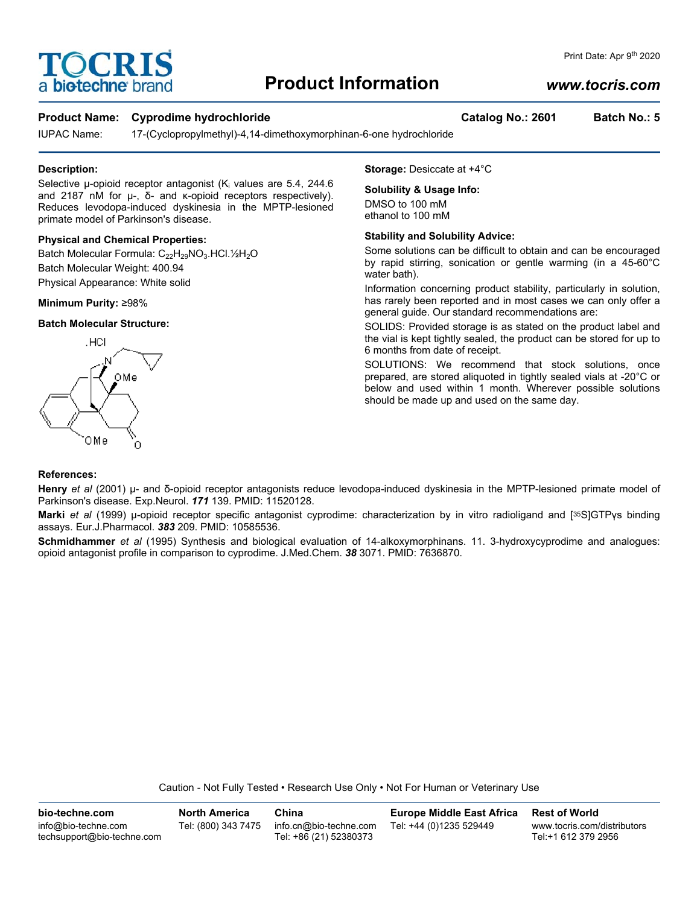# Product Information

www.tocris.com

Print Date: Apr 9th 2020

**Product Name: Cyprodime hydrochloride** **Catalog No.: 2601** **Batch No.: 5**

IUPAC Name: 17-(Cyclopropylmethyl)-4,14-dimethoxymorphinan-6-one hydrochloride

### Description:

Selective μ-opioid receptor antagonist ($K_i$ values are 5.4, 244.6 and 2187 nM for μ-, δ- and κ-opioid receptors respectively). Reduces levodopa-induced dyskinesia in the MPTP-lesioned primate model of Parkinson's disease.

### Physical and Chemical Properties:

Batch Molecular Formula: $C_{22}H_{29}NO_3$.HCl.½$H_2O$

Batch Molecular Weight: 400.94

Physical Appearance: White solid

**Minimum Purity:** ≥98%

### Batch Molecular Structure:

.HCl

N

OMe

OMe

O

**Storage:** Desiccate at +4°C

### Solubility & Usage Info:

DMSO to 100 mM
ethanol to 100 mM

### Stability and Solubility Advice:

Some solutions can be difficult to obtain and can be encouraged by rapid stirring, sonication or gentle warming (in a 45-60°C water bath).

Information concerning product stability, particularly in solution, has rarely been reported and in most cases we can only offer a general guide. Our standard recommendations are:

SOLIDS: Provided storage is as stated on the product label and the vial is kept tightly sealed, the product can be stored for up to 6 months from date of receipt.

SOLUTIONS: We recommend that stock solutions, once prepared, are stored aliquoted in tightly sealed vials at -20°C or below and used within 1 month. Wherever possible solutions should be made up and used on the same day.

### References:

**Henry** *et al* (2001) μ- and δ-opioid receptor antagonists reduce levodopa-induced dyskinesia in the MPTP-lesioned primate model of Parkinson's disease. Exp.Neurol. ***171*** 139. PMID: 11520128.

**Marki** *et al* (1999) μ-opioid receptor specific antagonist cyprodime: characterization by in vitro radioligand and [$^{35}$S]GTPγs binding assays. Eur.J.Pharmacol. ***383*** 209. PMID: 10585536.

**Schmidhammer** *et al* (1995) Synthesis and biological evaluation of 14-alkoxymorphinans. 11. 3-hydroxycyprodime and analogues: opioid antagonist profile in comparison to cyprodime. J.Med.Chem. ***38*** 3071. PMID: 7636870.

Caution - Not Fully Tested • Research Use Only • Not For Human or Veterinary Use

| bio-techne.com | North America | China | Europe Middle East Africa | Rest of World |
|---|---|---|---|---|
| info@bio-techne.com<br>techsupport@bio-techne.com | Tel: (800) 343 7475 | info.cn@bio-techne.com<br>Tel: +86 (21) 52380373 | Tel: +44 (0)1235 529449 | www.tocris.com/distributors<br>Tel:+1 612 379 2956 |